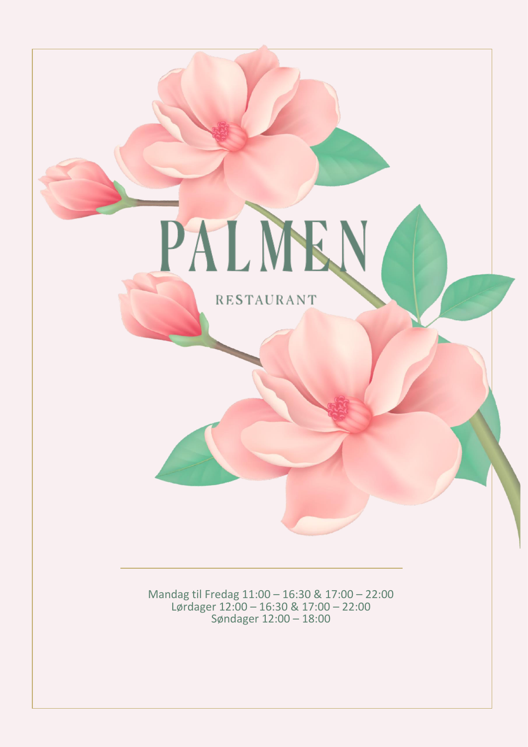# PALMEN

RESTAURANT

Mandag til Fredag 11:00 – 16:30 & 17:00 – 22:00
Lørdager 12:00 – 16:30 & 17:00 – 22:00
Søndager 12:00 – 18:00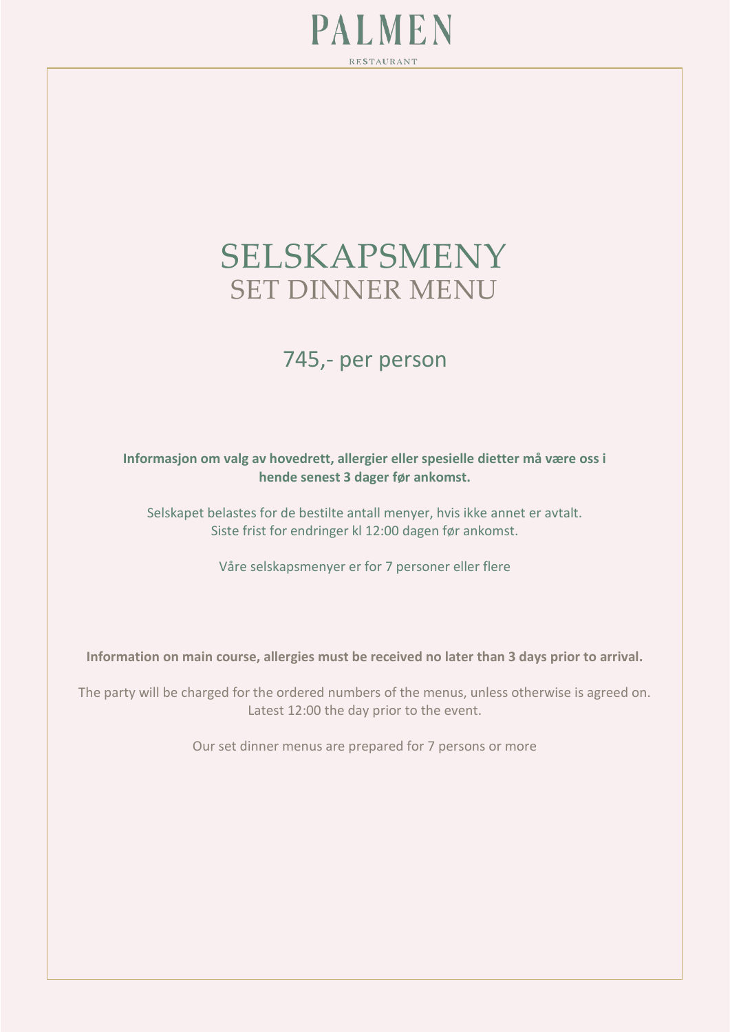# SELSKAPSMENY

## SET DINNER MENU

745,- per person

**Informasjon om valg av hovedrett, allergier eller spesielle dietter må være oss i hende senest 3 dager før ankomst.**

Selskapet belastes for de bestilte antall menyer, hvis ikke annet er avtalt.
Siste frist for endringer kl 12:00 dagen før ankomst.

Våre selskapsmenyer er for 7 personer eller flere

**Information on main course, allergies must be received no later than 3 days prior to arrival.**

The party will be charged for the ordered numbers of the menus, unless otherwise is agreed on.
Latest 12:00 the day prior to the event.

Our set dinner menus are prepared for 7 persons or more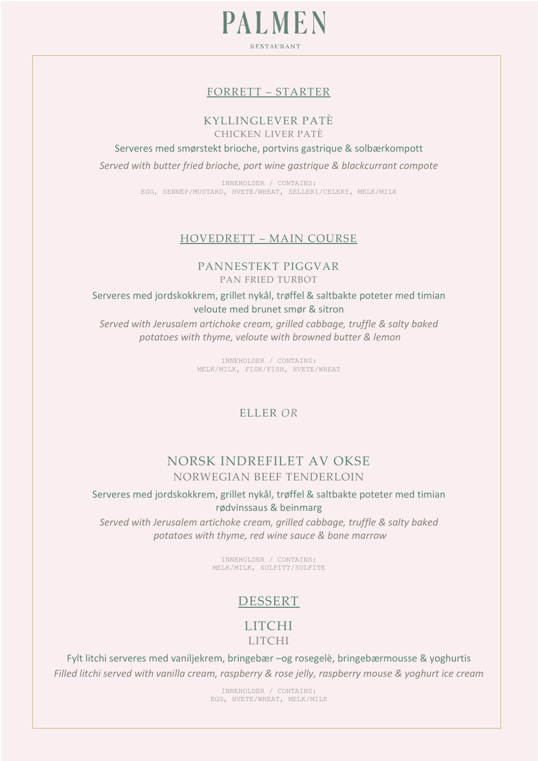# PALMEN

RESTAURANT

## FORRETT – STARTER

### KYLLINGLEVER PATÈ

CHICKEN LIVER PATÈ

Serveres med smørstekt brioche, portvins gastrique & solbærkompott

*Served with butter fried brioche, port wine gastrique & blackcurrant compote*

INNEHOLDER / CONTAINS:
EGG, SENNEP/MUSTARD, HVETE/WHEAT, SELLERI/CELERY, MELK/MILK

## HOVEDRETT – MAIN COURSE

### PANNESTEKT PIGGVAR

PAN FRIED TURBOT

Serveres med jordskokkrem, grillet nykål, trøffel & saltbakte poteter med timian veloute med brunet smør & sitron

*Served with Jerusalem artichoke cream, grilled cabbage, truffle & salty baked potatoes with thyme, veloute with browned butter & lemon*

INNEHOLDER / CONTAINS:
MELK/MILK, FISK/FISH, HVETE/WHEAT

ELLER *OR*

### NORSK INDREFILET AV OKSE

NORWEGIAN BEEF TENDERLOIN

Serveres med jordskokkrem, grillet nykål, trøffel & saltbakte poteter med timian rødvinssaus & beinmarg

*Served with Jerusalem artichoke cream, grilled cabbage, truffle & salty baked potatoes with thyme, red wine sauce & bone marrow*

INNEHOLDER / CONTAINS:
MELK/MILK, SULFITT/SULFITE

## DESSERT

### LITCHI

LITCHI

Fylt litchi serveres med vaniljekrem, bringebær –og rosegelè, bringebærmousse & yoghurtis

*Filled litchi served with vanilla cream, raspberry & rose jelly, raspberry mouse & yoghurt ice cream*

INNEHOLDER / CONTAINS:
EGG, HVETE/WHEAT, MELK/MILK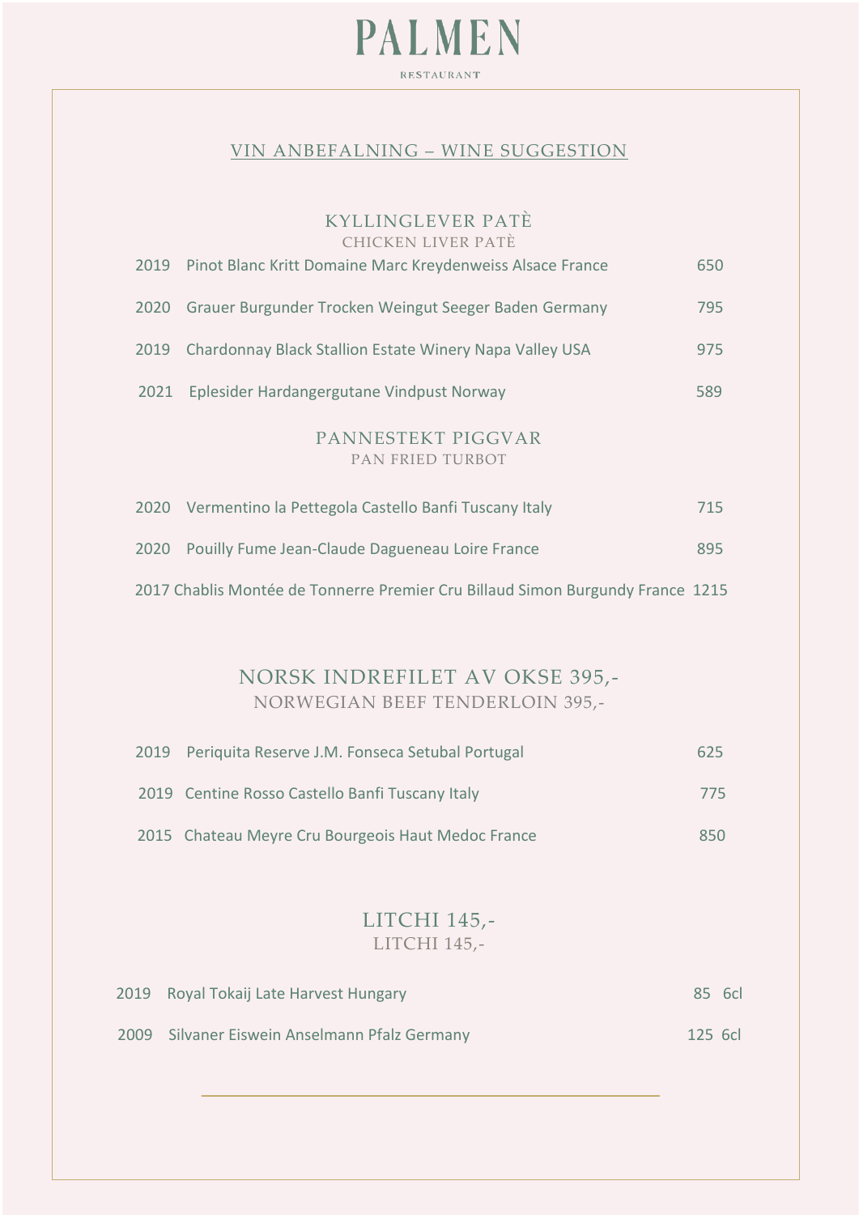# PALMEN

RESTAURANT

## VIN ANBEFALNING – WINE SUGGESTION

### KYLLINGLEVER PATÈ
CHICKEN LIVER PATÈ

| | | |
|---|---|---|
| 2019 | Pinot Blanc Kritt Domaine Marc Kreydenweiss Alsace France | 650 |
| 2020 | Grauer Burgunder Trocken Weingut Seeger Baden Germany | 795 |
| 2019 | Chardonnay Black Stallion Estate Winery Napa Valley USA | 975 |
| 2021 | Eplesider Hardangergutane Vindpust Norway | 589 |

### PANNESTEKT PIGGVAR
PAN FRIED TURBOT

| | | |
|---|---|---|
| 2020 | Vermentino la Pettegola Castello Banfi Tuscany Italy | 715 |
| 2020 | Pouilly Fume Jean-Claude Dagueneau Loire France | 895 |
| 2017 | Chablis Montée de Tonnerre Premier Cru Billaud Simon Burgundy France | 1215 |

### NORSK INDREFILET AV OKSE 395,-
NORWEGIAN BEEF TENDERLOIN 395,-

| | | |
|---|---|---|
| 2019 | Periquita Reserve J.M. Fonseca Setubal Portugal | 625 |
| 2019 | Centine Rosso Castello Banfi Tuscany Italy | 775 |
| 2015 | Chateau Meyre Cru Bourgeois Haut Medoc France | 850 |

### LITCHI 145,-
LITCHI 145,-

| | | |
|---|---|---|
| 2019 | Royal Tokaij Late Harvest Hungary | 85 6cl |
| 2009 | Silvaner Eiswein Anselmann Pfalz Germany | 125 6cl |